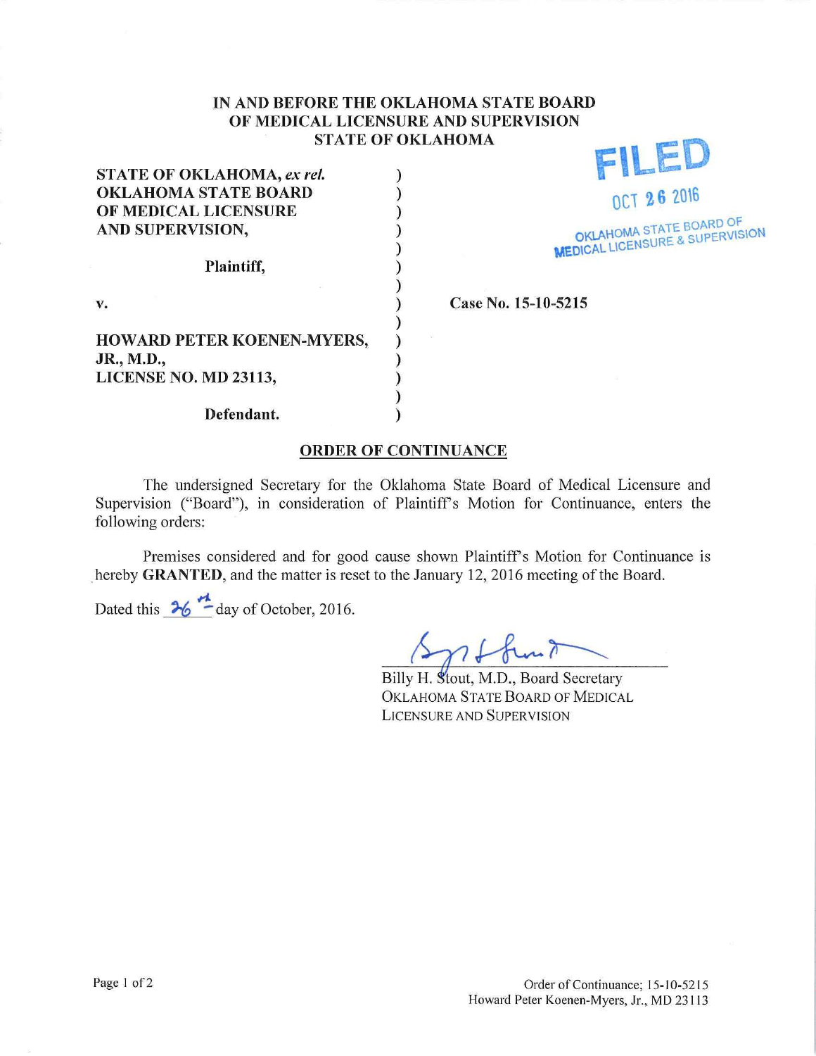**IN AND BEFORE THE OKLAHOMA STATE BOARD OF MEDICAL LICENSURE AND SUPERVISION STATE OF OKLAHOMA**

FILED
OCT 26 2016
OKLAHOMA STATE BOARD OF MEDICAL LICENSURE & SUPERVISION

**STATE OF OKLAHOMA,** ***ex rel.*** **OKLAHOMA STATE BOARD OF MEDICAL LICENSURE AND SUPERVISION,**

**Plaintiff,**

**v.**

**Case No. 15-10-5215**

**HOWARD PETER KOENEN-MYERS, JR., M.D., LICENSE NO. MD 23113,**

**Defendant.**

## ORDER OF CONTINUANCE

The undersigned Secretary for the Oklahoma State Board of Medical Licensure and Supervision ("Board"), in consideration of Plaintiff's Motion for Continuance, enters the following orders:

Premises considered and for good cause shown Plaintiff's Motion for Continuance is hereby **GRANTED**, and the matter is reset to the January 12, 2016 meeting of the Board.

Dated this 26th day of October, 2016.

Billy H. Stout, M.D., Board Secretary
OKLAHOMA STATE BOARD OF MEDICAL LICENSURE AND SUPERVISION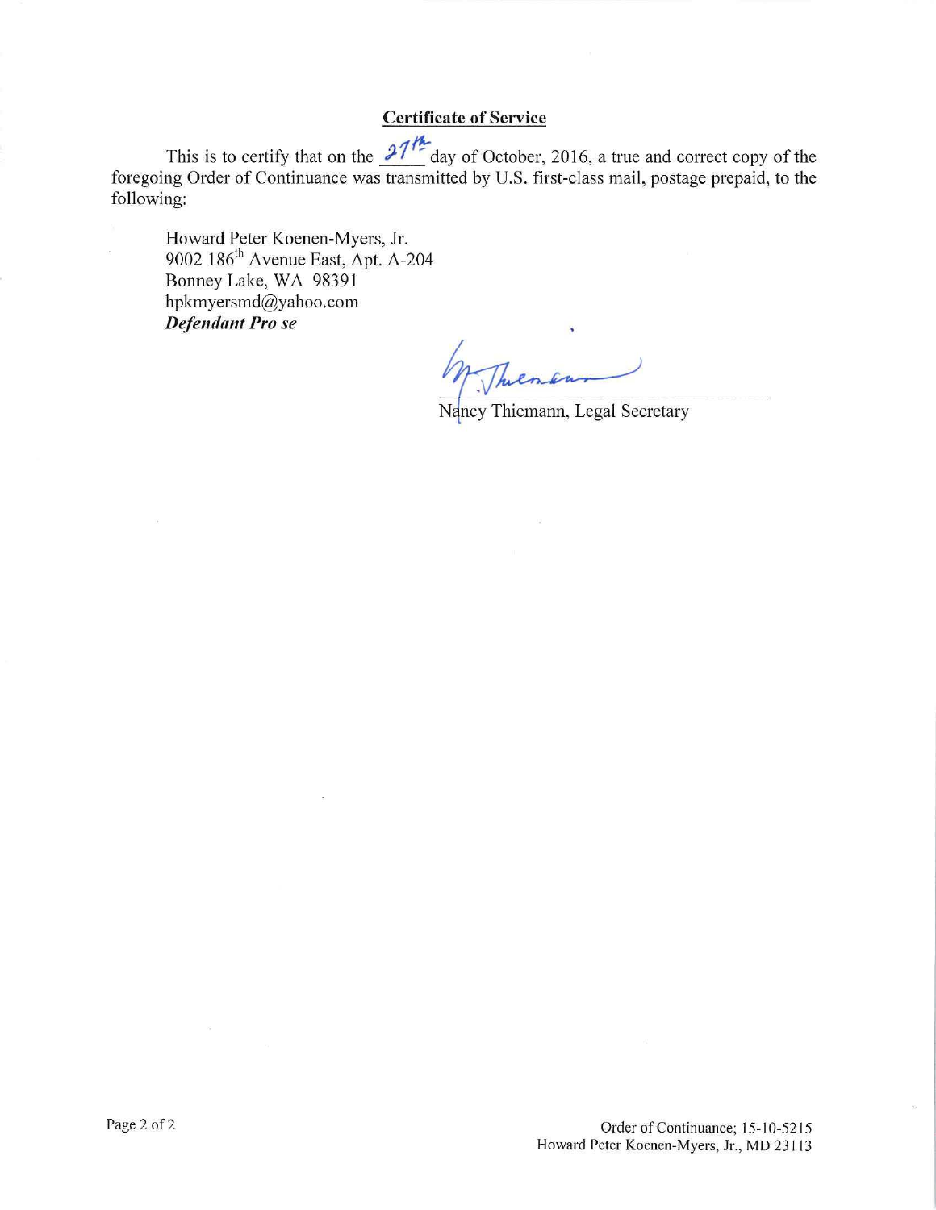## Certificate of Service

This is to certify that on the 27th day of October, 2016, a true and correct copy of the foregoing Order of Continuance was transmitted by U.S. first-class mail, postage prepaid, to the following:

Howard Peter Koenen-Myers, Jr.
9002 186th Avenue East, Apt. A-204
Bonney Lake, WA 98391
hpkmyersmd@yahoo.com
***Defendant Pro se***

N. Thiemann

Nancy Thiemann, Legal Secretary

Order of Continuance; 15-10-5215
Howard Peter Koenen-Myers, Jr., MD 23113